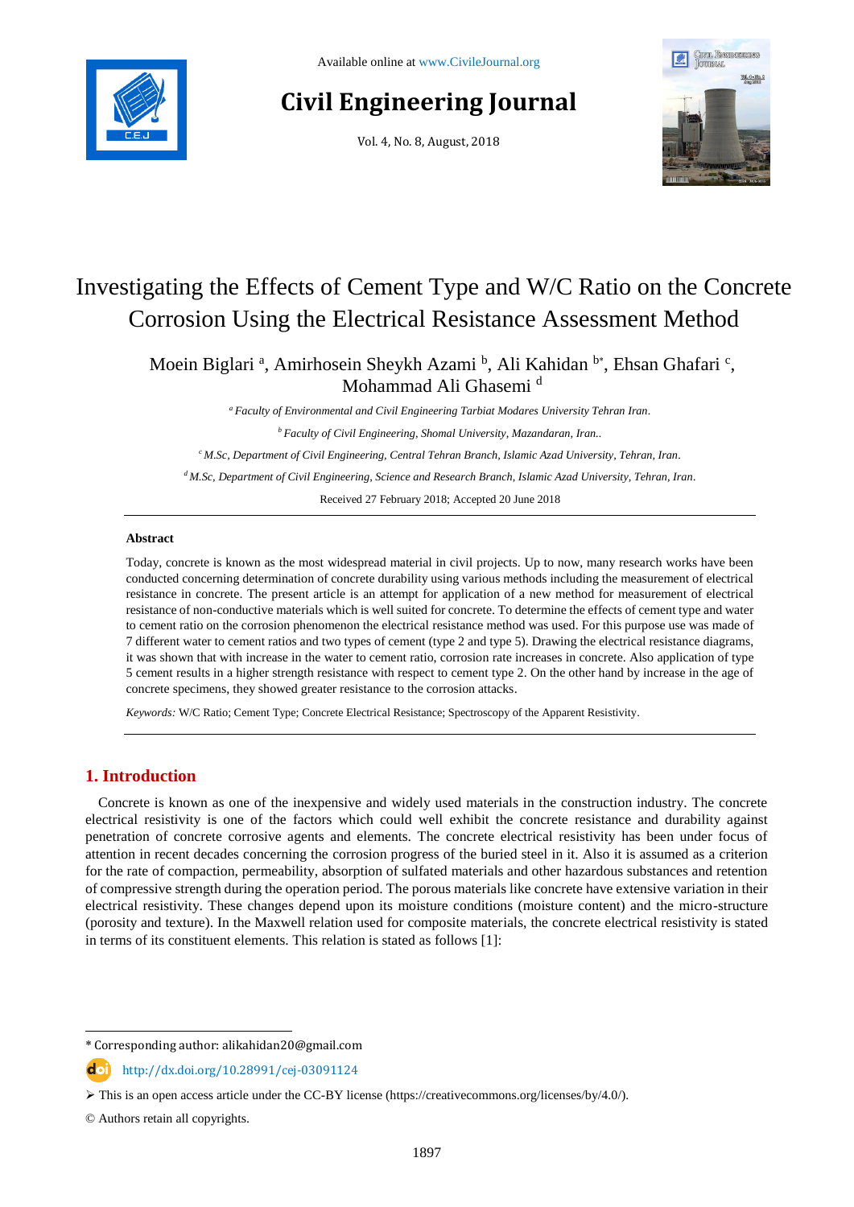# Investigating the Effects of Cement Type and W/C Ratio on the Concrete Corrosion Using the Electrical Resistance Assessment Method

Moein Biglari [a], Amirhosein Sheykh Azami [b], Ali Kahidan [b*], Ehsan Ghafari [c], Mohammad Ali Ghasemi [d]

[a] *Faculty of Environmental and Civil Engineering Tarbiat Modares University Tehran Iran.*

[b] *Faculty of Civil Engineering, Shomal University, Mazandaran, Iran..*

[c] *M.Sc, Department of Civil Engineering, Central Tehran Branch, Islamic Azad University, Tehran, Iran.*

[d] *M.Sc, Department of Civil Engineering, Science and Research Branch, Islamic Azad University, Tehran, Iran.*

Received 27 February 2018; Accepted 20 June 2018

## Abstract

Today, concrete is known as the most widespread material in civil projects. Up to now, many research works have been conducted concerning determination of concrete durability using various methods including the measurement of electrical resistance in concrete. The present article is an attempt for application of a new method for measurement of electrical resistance of non-conductive materials which is well suited for concrete. To determine the effects of cement type and water to cement ratio on the corrosion phenomenon the electrical resistance method was used. For this purpose use was made of 7 different water to cement ratios and two types of cement (type 2 and type 5). Drawing the electrical resistance diagrams, it was shown that with increase in the water to cement ratio, corrosion rate increases in concrete. Also application of type 5 cement results in a higher strength resistance with respect to cement type 2. On the other hand by increase in the age of concrete specimens, they showed greater resistance to the corrosion attacks.

*Keywords:* W/C Ratio; Cement Type; Concrete Electrical Resistance; Spectroscopy of the Apparent Resistivity.

## 1. Introduction

Concrete is known as one of the inexpensive and widely used materials in the construction industry. The concrete electrical resistivity is one of the factors which could well exhibit the concrete resistance and durability against penetration of concrete corrosive agents and elements. The concrete electrical resistivity has been under focus of attention in recent decades concerning the corrosion progress of the buried steel in it. Also it is assumed as a criterion for the rate of compaction, permeability, absorption of sulfated materials and other hazardous substances and retention of compressive strength during the operation period. The porous materials like concrete have extensive variation in their electrical resistivity. These changes depend upon its moisture conditions (moisture content) and the micro-structure (porosity and texture). In the Maxwell relation used for composite materials, the concrete electrical resistivity is stated in terms of its constituent elements. This relation is stated as follows [1]:

---

\* Corresponding author: alikahidan20@gmail.com

http://dx.doi.org/10.28991/cej-03091124

➢ This is an open access article under the CC-BY license (https://creativecommons.org/licenses/by/4.0/).

© Authors retain all copyrights.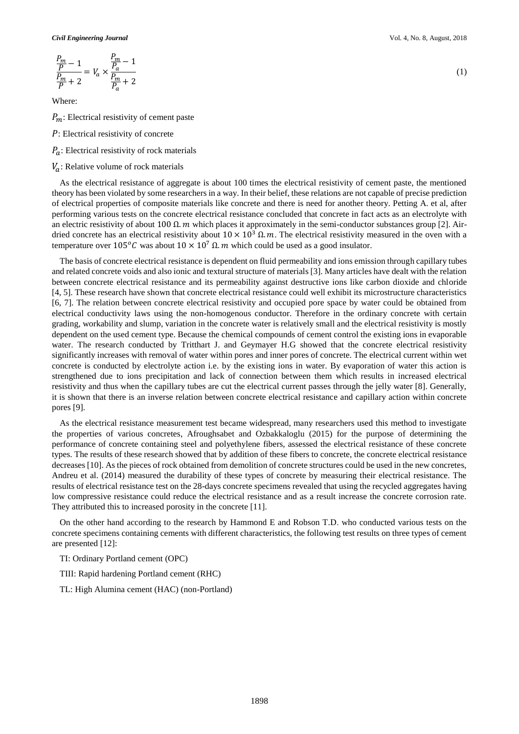$$\frac{\frac{P_m}{P}-1}{\frac{P_m}{P}+2}=V_a\times\frac{\frac{P_m}{P_a}-1}{\frac{P_m}{P_a}+2} \tag{1}$$

Where:

$P_m$: Electrical resistivity of cement paste

$P$: Electrical resistivity of concrete

$P_a$: Electrical resistivity of rock materials

$V_a$: Relative volume of rock materials

As the electrical resistance of aggregate is about 100 times the electrical resistivity of cement paste, the mentioned theory has been violated by some researchers in a way. In their belief, these relations are not capable of precise prediction of electrical properties of composite materials like concrete and there is need for another theory. Petting A. et al, after performing various tests on the concrete electrical resistance concluded that concrete in fact acts as an electrolyte with an electric resistivity of about $100\ \Omega.m$ which places it approximately in the semi-conductor substances group [2]. Air-dried concrete has an electrical resistivity about $10\times10^{3}\ \Omega.m$. The electrical resistivity measured in the oven with a temperature over $105^{o}C$ was about $10\times10^{7}\ \Omega.m$ which could be used as a good insulator.

The basis of concrete electrical resistance is dependent on fluid permeability and ions emission through capillary tubes and related concrete voids and also ionic and textural structure of materials [3]. Many articles have dealt with the relation between concrete electrical resistance and its permeability against destructive ions like carbon dioxide and chloride [4, 5]. These research have shown that concrete electrical resistance could well exhibit its microstructure characteristics [6, 7]. The relation between concrete electrical resistivity and occupied pore space by water could be obtained from electrical conductivity laws using the non-homogenous conductor. Therefore in the ordinary concrete with certain grading, workability and slump, variation in the concrete water is relatively small and the electrical resistivity is mostly dependent on the used cement type. Because the chemical compounds of cement control the existing ions in evaporable water. The research conducted by Tritthart J. and Geymayer H.G showed that the concrete electrical resistivity significantly increases with removal of water within pores and inner pores of concrete. The electrical current within wet concrete is conducted by electrolyte action i.e. by the existing ions in water. By evaporation of water this action is strengthened due to ions precipitation and lack of connection between them which results in increased electrical resistivity and thus when the capillary tubes are cut the electrical current passes through the jelly water [8]. Generally, it is shown that there is an inverse relation between concrete electrical resistance and capillary action within concrete pores [9].

As the electrical resistance measurement test became widespread, many researchers used this method to investigate the properties of various concretes, Afroughsabet and Ozbakkaloglu (2015) for the purpose of determining the performance of concrete containing steel and polyethylene fibers, assessed the electrical resistance of these concrete types. The results of these research showed that by addition of these fibers to concrete, the concrete electrical resistance decreases [10]. As the pieces of rock obtained from demolition of concrete structures could be used in the new concretes, Andreu et al. (2014) measured the durability of these types of concrete by measuring their electrical resistance. The results of electrical resistance test on the 28-days concrete specimens revealed that using the recycled aggregates having low compressive resistance could reduce the electrical resistance and as a result increase the concrete corrosion rate. They attributed this to increased porosity in the concrete [11].

On the other hand according to the research by Hammond E and Robson T.D. who conducted various tests on the concrete specimens containing cements with different characteristics, the following test results on three types of cement are presented [12]:

TI: Ordinary Portland cement (OPC)

TIII: Rapid hardening Portland cement (RHC)

TL: High Alumina cement (HAC) (non-Portland)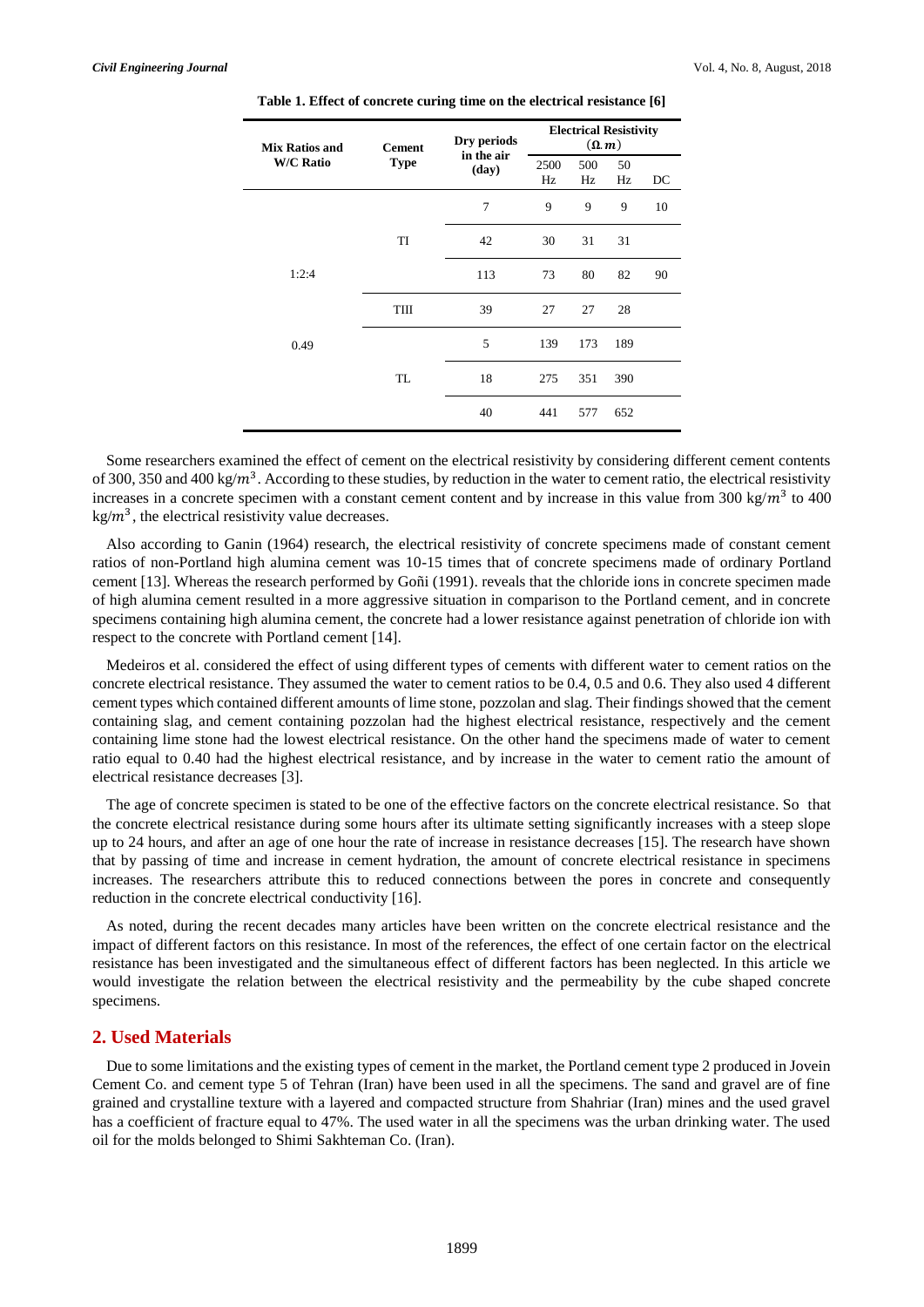**Table 1. Effect of concrete curing time on the electrical resistance [6]**

| Mix Ratios and W/C Ratio | Cement Type | Dry periods in the air (day) | Electrical Resistivity ($\Omega.m$) | | | |
|---|---|---|---|---|---|---|
| | | | 2500 Hz | 500 Hz | 50 Hz | DC |
| 1:2:4 | TI | 7 | 9 | 9 | 9 | 10 |
| | | 42 | 30 | 31 | 31 | |
| | | 113 | 73 | 80 | 82 | 90 |
| | TIII | 39 | 27 | 27 | 28 | |
| 0.49 | TL | 5 | 139 | 173 | 189 | |
| | | 18 | 275 | 351 | 390 | |
| | | 40 | 441 | 577 | 652 | |

Some researchers examined the effect of cement on the electrical resistivity by considering different cement contents of 300, 350 and 400 kg/$m^3$. According to these studies, by reduction in the water to cement ratio, the electrical resistivity increases in a concrete specimen with a constant cement content and by increase in this value from 300 kg/$m^3$ to 400 kg/$m^3$, the electrical resistivity value decreases.

Also according to Ganin (1964) research, the electrical resistivity of concrete specimens made of constant cement ratios of non-Portland high alumina cement was 10-15 times that of concrete specimens made of ordinary Portland cement [13]. Whereas the research performed by Goñi (1991). reveals that the chloride ions in concrete specimen made of high alumina cement resulted in a more aggressive situation in comparison to the Portland cement, and in concrete specimens containing high alumina cement, the concrete had a lower resistance against penetration of chloride ion with respect to the concrete with Portland cement [14].

Medeiros et al. considered the effect of using different types of cements with different water to cement ratios on the concrete electrical resistance. They assumed the water to cement ratios to be 0.4, 0.5 and 0.6. They also used 4 different cement types which contained different amounts of lime stone, pozzolan and slag. Their findings showed that the cement containing slag, and cement containing pozzolan had the highest electrical resistance, respectively and the cement containing lime stone had the lowest electrical resistance. On the other hand the specimens made of water to cement ratio equal to 0.40 had the highest electrical resistance, and by increase in the water to cement ratio the amount of electrical resistance decreases [3].

The age of concrete specimen is stated to be one of the effective factors on the concrete electrical resistance. So that the concrete electrical resistance during some hours after its ultimate setting significantly increases with a steep slope up to 24 hours, and after an age of one hour the rate of increase in resistance decreases [15]. The research have shown that by passing of time and increase in cement hydration, the amount of concrete electrical resistance in specimens increases. The researchers attribute this to reduced connections between the pores in concrete and consequently reduction in the concrete electrical conductivity [16].

As noted, during the recent decades many articles have been written on the concrete electrical resistance and the impact of different factors on this resistance. In most of the references, the effect of one certain factor on the electrical resistance has been investigated and the simultaneous effect of different factors has been neglected. In this article we would investigate the relation between the electrical resistivity and the permeability by the cube shaped concrete specimens.

## 2. Used Materials

Due to some limitations and the existing types of cement in the market, the Portland cement type 2 produced in Jovein Cement Co. and cement type 5 of Tehran (Iran) have been used in all the specimens. The sand and gravel are of fine grained and crystalline texture with a layered and compacted structure from Shahriar (Iran) mines and the used gravel has a coefficient of fracture equal to 47%. The used water in all the specimens was the urban drinking water. The used oil for the molds belonged to Shimi Sakhteman Co. (Iran).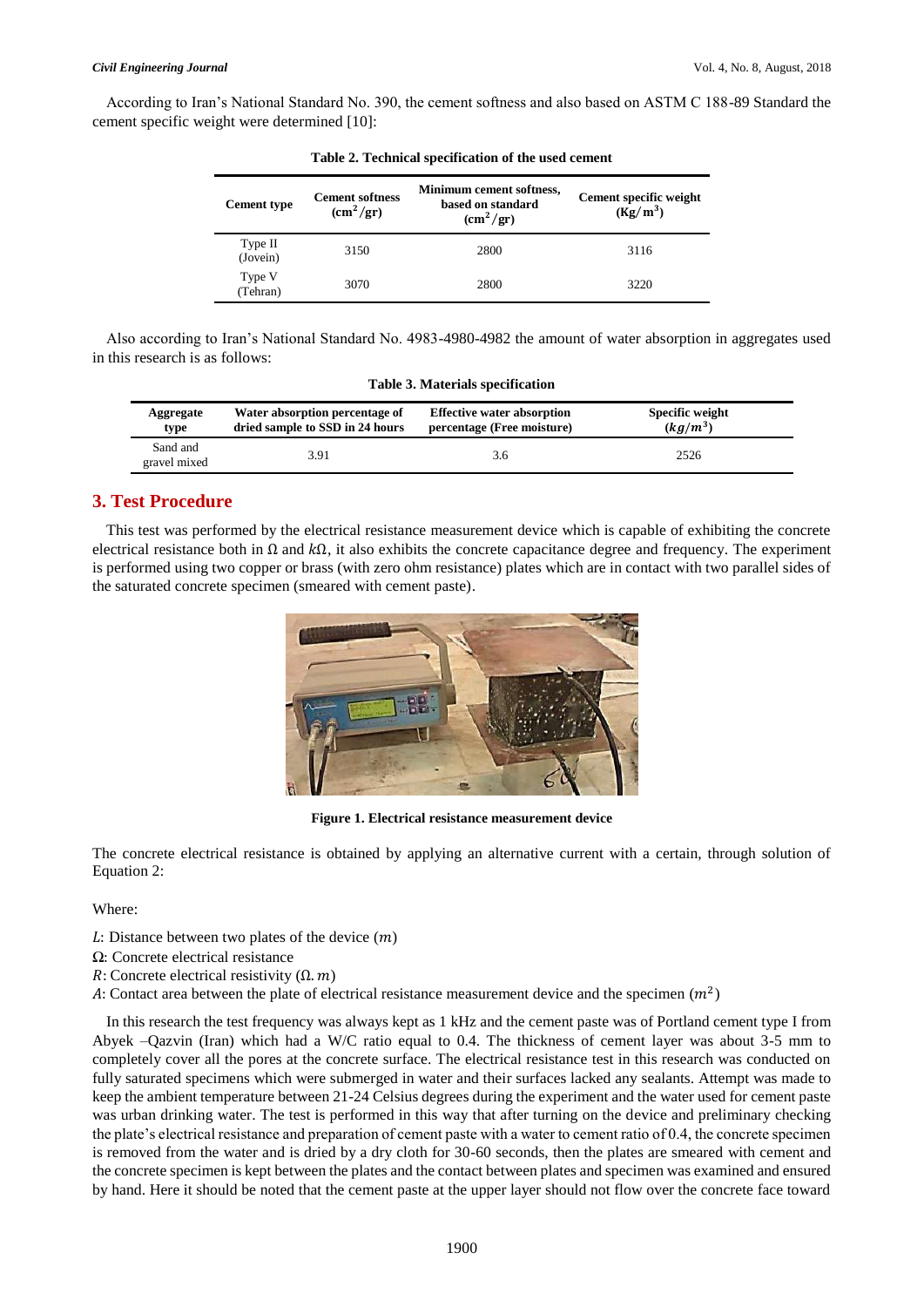According to Iran's National Standard No. 390, the cement softness and also based on ASTM C 188-89 Standard the cement specific weight were determined [10]:

**Table 2. Technical specification of the used cement**

| Cement type | Cement softness ($cm^2/gr$) | Minimum cement softness, based on standard ($cm^2/gr$) | Cement specific weight ($Kg/m^3$) |
|---|---|---|---|
| Type II (Jovein) | 3150 | 2800 | 3116 |
| Type V (Tehran) | 3070 | 2800 | 3220 |

Also according to Iran's National Standard No. 4983-4980-4982 the amount of water absorption in aggregates used in this research is as follows:

**Table 3. Materials specification**

| Aggregate type | Water absorption percentage of dried sample to SSD in 24 hours | Effective water absorption percentage (Free moisture) | Specific weight ($kg/m^3$) |
|---|---|---|---|
| Sand and gravel mixed | 3.91 | 3.6 | 2526 |

## 3. Test Procedure

This test was performed by the electrical resistance measurement device which is capable of exhibiting the concrete electrical resistance both in Ω and $k\Omega$, it also exhibits the concrete capacitance degree and frequency. The experiment is performed using two copper or brass (with zero ohm resistance) plates which are in contact with two parallel sides of the saturated concrete specimen (smeared with cement paste).

**Figure 1. Electrical resistance measurement device**

The concrete electrical resistance is obtained by applying an alternative current with a certain, through solution of Equation 2:

Where:

$L$: Distance between two plates of the device ($m$)

Ω: Concrete electrical resistance

$R$: Concrete electrical resistivity ($\Omega.m$)

$A$: Contact area between the plate of electrical resistance measurement device and the specimen ($m^2$)

In this research the test frequency was always kept as 1 kHz and the cement paste was of Portland cement type I from Abyek –Qazvin (Iran) which had a W/C ratio equal to 0.4. The thickness of cement layer was about 3-5 mm to completely cover all the pores at the concrete surface. The electrical resistance test in this research was conducted on fully saturated specimens which were submerged in water and their surfaces lacked any sealants. Attempt was made to keep the ambient temperature between 21-24 Celsius degrees during the experiment and the water used for cement paste was urban drinking water. The test is performed in this way that after turning on the device and preliminary checking the plate's electrical resistance and preparation of cement paste with a water to cement ratio of 0.4, the concrete specimen is removed from the water and is dried by a dry cloth for 30-60 seconds, then the plates are smeared with cement and the concrete specimen is kept between the plates and the contact between plates and specimen was examined and ensured by hand. Here it should be noted that the cement paste at the upper layer should not flow over the concrete face toward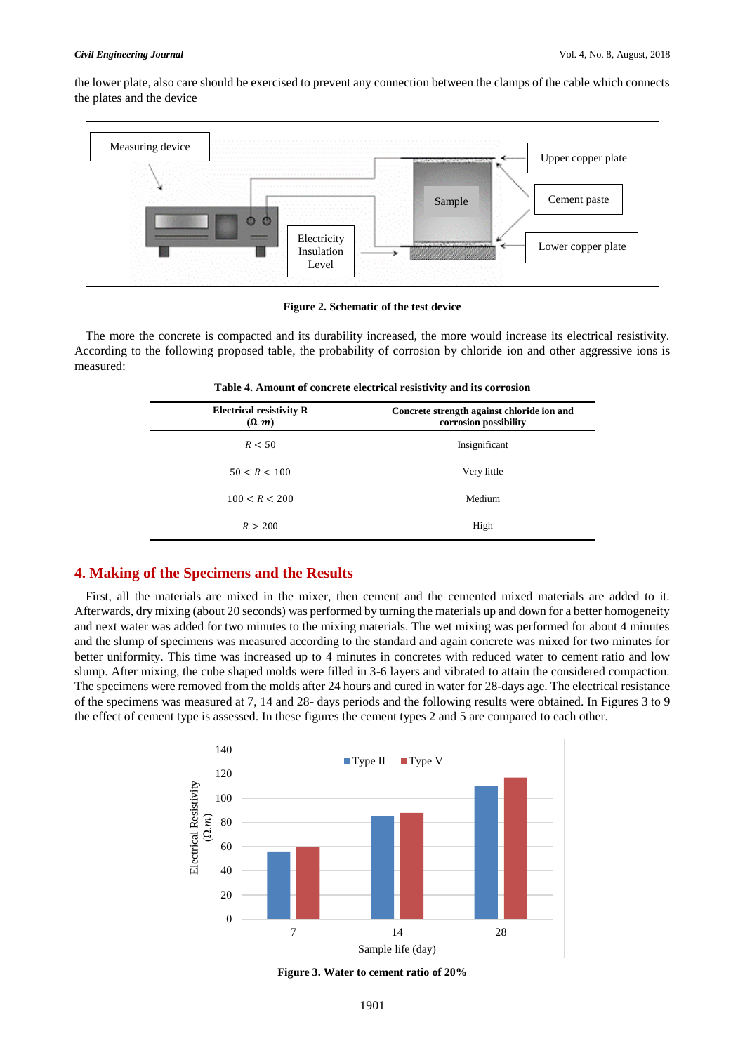the lower plate, also care should be exercised to prevent any connection between the clamps of the cable which connects the plates and the device

**Figure 2. Schematic of the test device**

The more the concrete is compacted and its durability increased, the more would increase its electrical resistivity. According to the following proposed table, the probability of corrosion by chloride ion and other aggressive ions is measured:

**Table 4. Amount of concrete electrical resistivity and its corrosion**

| Electrical resistivity R ($\Omega.\ m$) | Concrete strength against chloride ion and corrosion possibility |
|---|---|
| $R < 50$ | Insignificant |
| $50 < R < 100$ | Very little |
| $100 < R < 200$ | Medium |
| $R > 200$ | High |

## 4. Making of the Specimens and the Results

First, all the materials are mixed in the mixer, then cement and the cemented mixed materials are added to it. Afterwards, dry mixing (about 20 seconds) was performed by turning the materials up and down for a better homogeneity and next water was added for two minutes to the mixing materials. The wet mixing was performed for about 4 minutes and the slump of specimens was measured according to the standard and again concrete was mixed for two minutes for better uniformity. This time was increased up to 4 minutes in concretes with reduced water to cement ratio and low slump. After mixing, the cube shaped molds were filled in 3-6 layers and vibrated to attain the considered compaction. The specimens were removed from the molds after 24 hours and cured in water for 28-days age. The electrical resistance of the specimens was measured at 7, 14 and 28- days periods and the following results were obtained. In Figures 3 to 9 the effect of cement type is assessed. In these figures the cement types 2 and 5 are compared to each other.

**Figure 3. Water to cement ratio of 20%**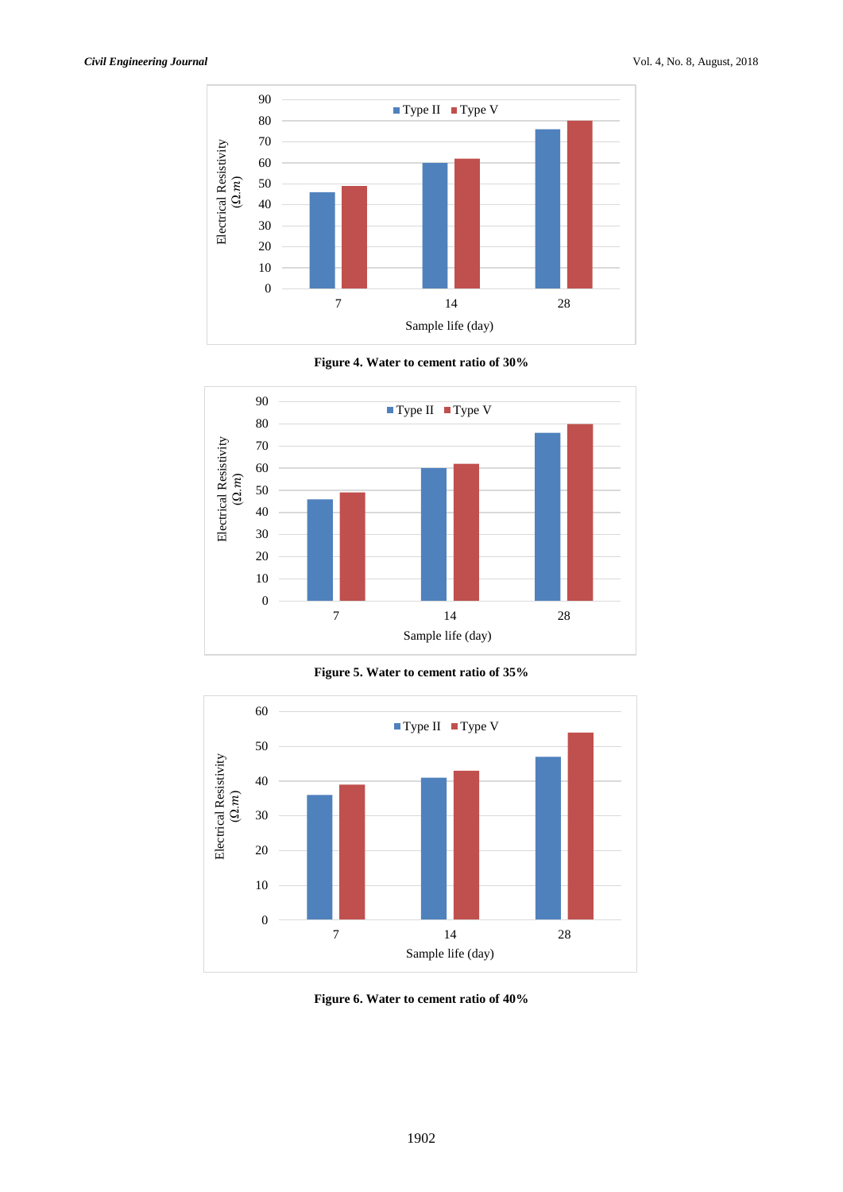**Figure 4. Water to cement ratio of 30%**

**Figure 5. Water to cement ratio of 35%**

**Figure 6. Water to cement ratio of 40%**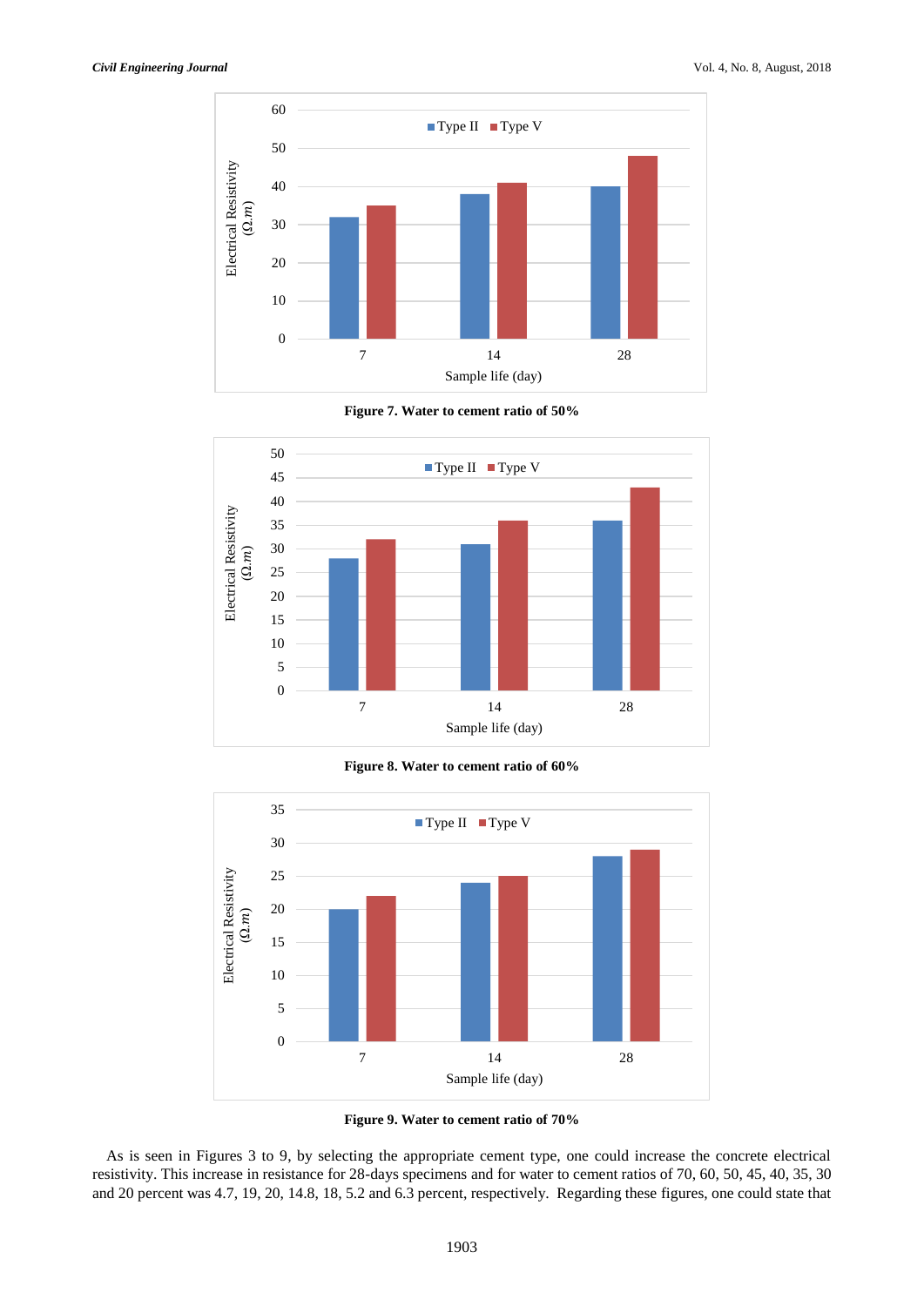**Figure 7. Water to cement ratio of 50%**

**Figure 8. Water to cement ratio of 60%**

**Figure 9. Water to cement ratio of 70%**

As is seen in Figures 3 to 9, by selecting the appropriate cement type, one could increase the concrete electrical resistivity. This increase in resistance for 28-days specimens and for water to cement ratios of 70, 60, 50, 45, 40, 35, 30 and 20 percent was 4.7, 19, 20, 14.8, 18, 5.2 and 6.3 percent, respectively. Regarding these figures, one could state that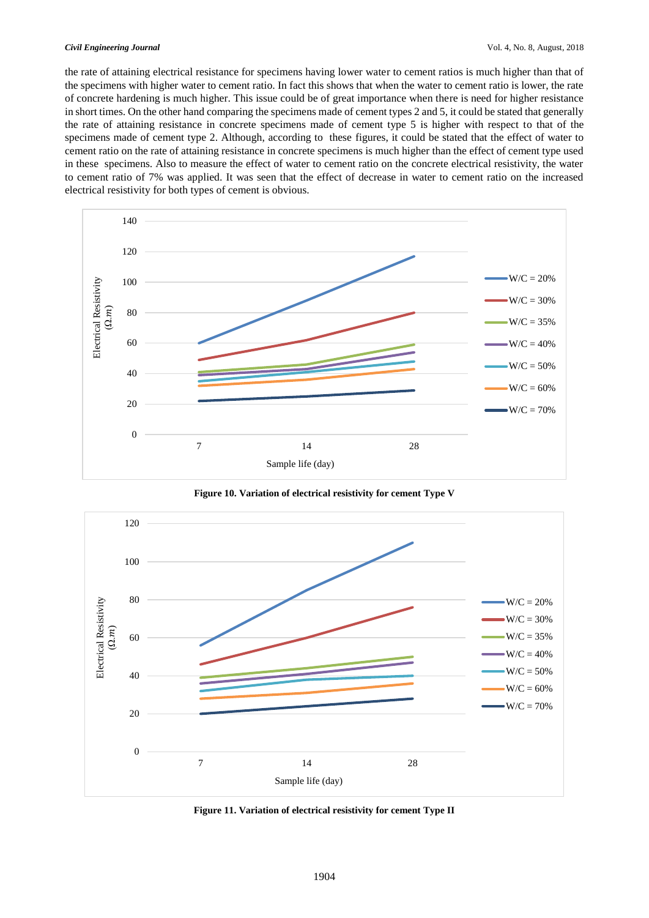the rate of attaining electrical resistance for specimens having lower water to cement ratios is much higher than that of the specimens with higher water to cement ratio. In fact this shows that when the water to cement ratio is lower, the rate of concrete hardening is much higher. This issue could be of great importance when there is need for higher resistance in short times. On the other hand comparing the specimens made of cement types 2 and 5, it could be stated that generally the rate of attaining resistance in concrete specimens made of cement type 5 is higher with respect to that of the specimens made of cement type 2. Although, according to these figures, it could be stated that the effect of water to cement ratio on the rate of attaining resistance in concrete specimens is much higher than the effect of cement type used in these specimens. Also to measure the effect of water to cement ratio on the concrete electrical resistivity, the water to cement ratio of 7% was applied. It was seen that the effect of decrease in water to cement ratio on the increased electrical resistivity for both types of cement is obvious.

**Figure 10. Variation of electrical resistivity for cement Type V**

**Figure 11. Variation of electrical resistivity for cement Type II**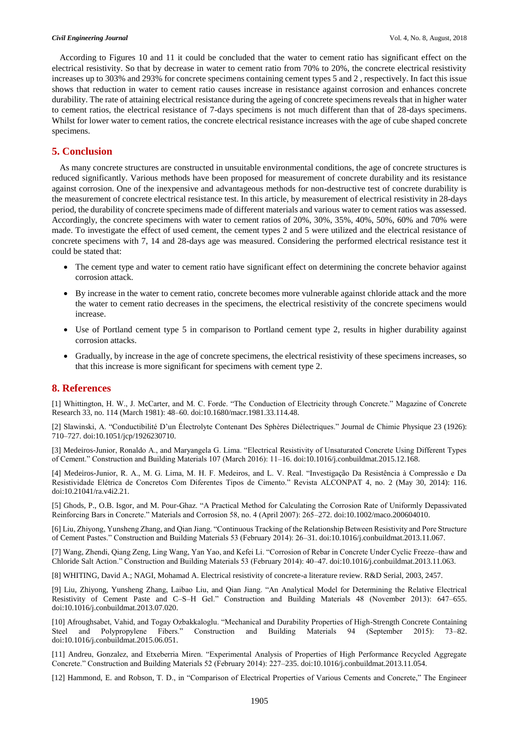According to Figures 10 and 11 it could be concluded that the water to cement ratio has significant effect on the electrical resistivity. So that by decrease in water to cement ratio from 70% to 20%, the concrete electrical resistivity increases up to 303% and 293% for concrete specimens containing cement types 5 and 2 , respectively. In fact this issue shows that reduction in water to cement ratio causes increase in resistance against corrosion and enhances concrete durability. The rate of attaining electrical resistance during the ageing of concrete specimens reveals that in higher water to cement ratios, the electrical resistance of 7-days specimens is not much different than that of 28-days specimens. Whilst for lower water to cement ratios, the concrete electrical resistance increases with the age of cube shaped concrete specimens.

## 5. Conclusion

As many concrete structures are constructed in unsuitable environmental conditions, the age of concrete structures is reduced significantly. Various methods have been proposed for measurement of concrete durability and its resistance against corrosion. One of the inexpensive and advantageous methods for non-destructive test of concrete durability is the measurement of concrete electrical resistance test. In this article, by measurement of electrical resistivity in 28-days period, the durability of concrete specimens made of different materials and various water to cement ratios was assessed. Accordingly, the concrete specimens with water to cement ratios of 20%, 30%, 35%, 40%, 50%, 60% and 70% were made. To investigate the effect of used cement, the cement types 2 and 5 were utilized and the electrical resistance of concrete specimens with 7, 14 and 28-days age was measured. Considering the performed electrical resistance test it could be stated that:

- The cement type and water to cement ratio have significant effect on determining the concrete behavior against corrosion attack.
- By increase in the water to cement ratio, concrete becomes more vulnerable against chloride attack and the more the water to cement ratio decreases in the specimens, the electrical resistivity of the concrete specimens would increase.
- Use of Portland cement type 5 in comparison to Portland cement type 2, results in higher durability against corrosion attacks.
- Gradually, by increase in the age of concrete specimens, the electrical resistivity of these specimens increases, so that this increase is more significant for specimens with cement type 2.

## 8. References

[1] Whittington, H. W., J. McCarter, and M. C. Forde. "The Conduction of Electricity through Concrete." Magazine of Concrete Research 33, no. 114 (March 1981): 48–60. doi:10.1680/macr.1981.33.114.48.

[2] Slawinski, A. "Conductibilité D'un Électrolyte Contenant Des Sphères Diélectriques." Journal de Chimie Physique 23 (1926): 710–727. doi:10.1051/jcp/1926230710.

[3] Medeiros-Junior, Ronaldo A., and Maryangela G. Lima. "Electrical Resistivity of Unsaturated Concrete Using Different Types of Cement." Construction and Building Materials 107 (March 2016): 11–16. doi:10.1016/j.conbuildmat.2015.12.168.

[4] Medeiros-Junior, R. A., M. G. Lima, M. H. F. Medeiros, and L. V. Real. "Investigação Da Resistência à Compressão e Da Resistividade Elétrica de Concretos Com Diferentes Tipos de Cimento." Revista ALCONPAT 4, no. 2 (May 30, 2014): 116. doi:10.21041/ra.v4i2.21.

[5] Ghods, P., O.B. Isgor, and M. Pour-Ghaz. "A Practical Method for Calculating the Corrosion Rate of Uniformly Depassivated Reinforcing Bars in Concrete." Materials and Corrosion 58, no. 4 (April 2007): 265–272. doi:10.1002/maco.200604010.

[6] Liu, Zhiyong, Yunsheng Zhang, and Qian Jiang. "Continuous Tracking of the Relationship Between Resistivity and Pore Structure of Cement Pastes." Construction and Building Materials 53 (February 2014): 26–31. doi:10.1016/j.conbuildmat.2013.11.067.

[7] Wang, Zhendi, Qiang Zeng, Ling Wang, Yan Yao, and Kefei Li. "Corrosion of Rebar in Concrete Under Cyclic Freeze–thaw and Chloride Salt Action." Construction and Building Materials 53 (February 2014): 40–47. doi:10.1016/j.conbuildmat.2013.11.063.

[8] WHITING, David A.; NAGI, Mohamad A. Electrical resistivity of concrete-a literature review. R&D Serial, 2003, 2457.

[9] Liu, Zhiyong, Yunsheng Zhang, Laibao Liu, and Qian Jiang. "An Analytical Model for Determining the Relative Electrical Resistivity of Cement Paste and C–S–H Gel." Construction and Building Materials 48 (November 2013): 647–655. doi:10.1016/j.conbuildmat.2013.07.020.

[10] Afroughsabet, Vahid, and Togay Ozbakkaloglu. "Mechanical and Durability Properties of High-Strength Concrete Containing Steel and Polypropylene Fibers." Construction and Building Materials 94 (September 2015): 73–82. doi:10.1016/j.conbuildmat.2015.06.051.

[11] Andreu, Gonzalez, and Etxeberria Miren. "Experimental Analysis of Properties of High Performance Recycled Aggregate Concrete." Construction and Building Materials 52 (February 2014): 227–235. doi:10.1016/j.conbuildmat.2013.11.054.

[12] Hammond, E. and Robson, T. D., in "Comparison of Electrical Properties of Various Cements and Concrete," The Engineer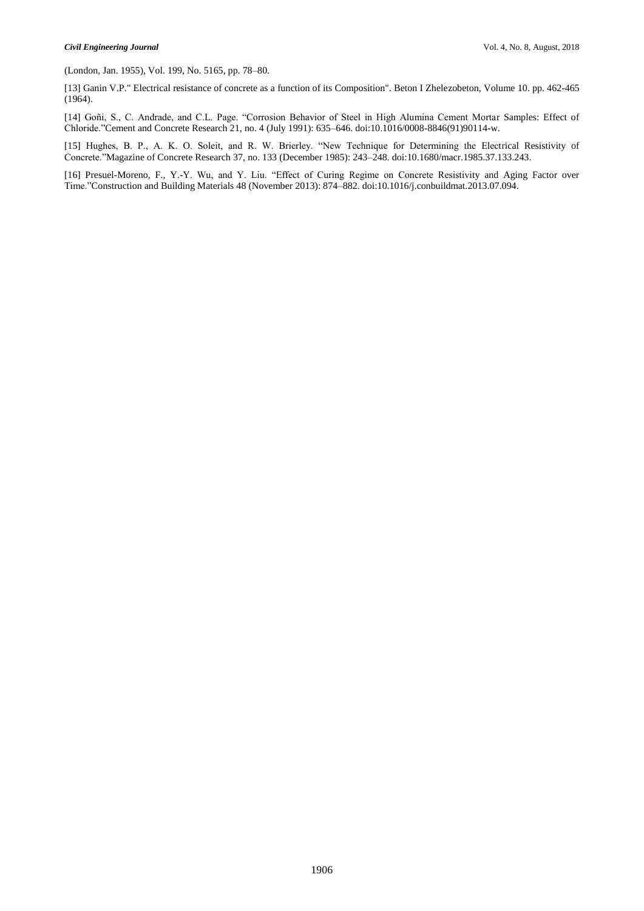(London, Jan. 1955), Vol. 199, No. 5165, pp. 78–80.

[13] Ganin V.P." Electrical resistance of concrete as a function of its Composition". Beton I Zhelezobeton, Volume 10. pp. 462-465 (1964).

[14] Goñi, S., C. Andrade, and C.L. Page. "Corrosion Behavior of Steel in High Alumina Cement Mortar Samples: Effect of Chloride."Cement and Concrete Research 21, no. 4 (July 1991): 635–646. doi:10.1016/0008-8846(91)90114-w.

[15] Hughes, B. P., A. K. O. Soleit, and R. W. Brierley. "New Technique for Determining the Electrical Resistivity of Concrete."Magazine of Concrete Research 37, no. 133 (December 1985): 243–248. doi:10.1680/macr.1985.37.133.243.

[16] Presuel-Moreno, F., Y.-Y. Wu, and Y. Liu. "Effect of Curing Regime on Concrete Resistivity and Aging Factor over Time."Construction and Building Materials 48 (November 2013): 874–882. doi:10.1016/j.conbuildmat.2013.07.094.